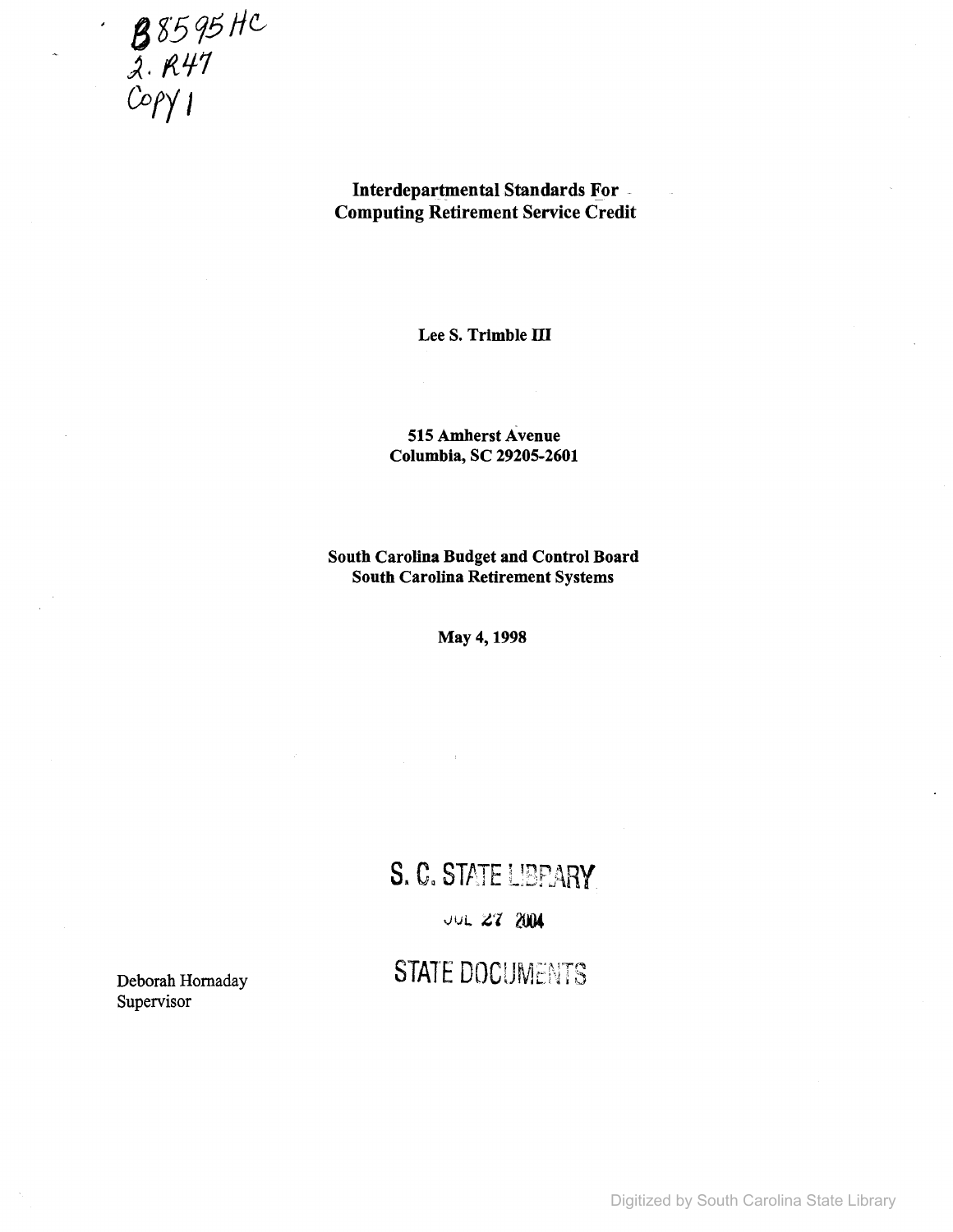B8595HC
2.R47
Copy 1

# Interdepartmental Standards For Computing Retirement Service Credit

**Lee S. Trimble III**

**515 Amherst Avenue**
**Columbia, SC 29205-2601**

**South Carolina Budget and Control Board**
**South Carolina Retirement Systems**

**May 4, 1998**

S. C. STATE LIBRARY
JUL 27 2004
STATE DOCUMENTS

Deborah Hornaday
Supervisor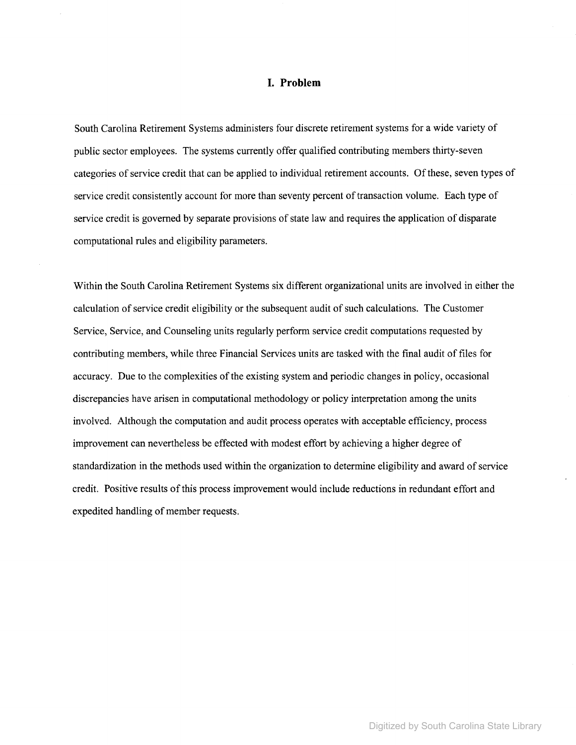## I. Problem

South Carolina Retirement Systems administers four discrete retirement systems for a wide variety of public sector employees. The systems currently offer qualified contributing members thirty-seven categories of service credit that can be applied to individual retirement accounts. Of these, seven types of service credit consistently account for more than seventy percent of transaction volume. Each type of service credit is governed by separate provisions of state law and requires the application of disparate computational rules and eligibility parameters.

Within the South Carolina Retirement Systems six different organizational units are involved in either the calculation of service credit eligibility or the subsequent audit of such calculations. The Customer Service, Service, and Counseling units regularly perform service credit computations requested by contributing members, while three Financial Services units are tasked with the final audit of files for accuracy. Due to the complexities of the existing system and periodic changes in policy, occasional discrepancies have arisen in computational methodology or policy interpretation among the units involved. Although the computation and audit process operates with acceptable efficiency, process improvement can nevertheless be effected with modest effort by achieving a higher degree of standardization in the methods used within the organization to determine eligibility and award of service credit. Positive results of this process improvement would include reductions in redundant effort and expedited handling of member requests.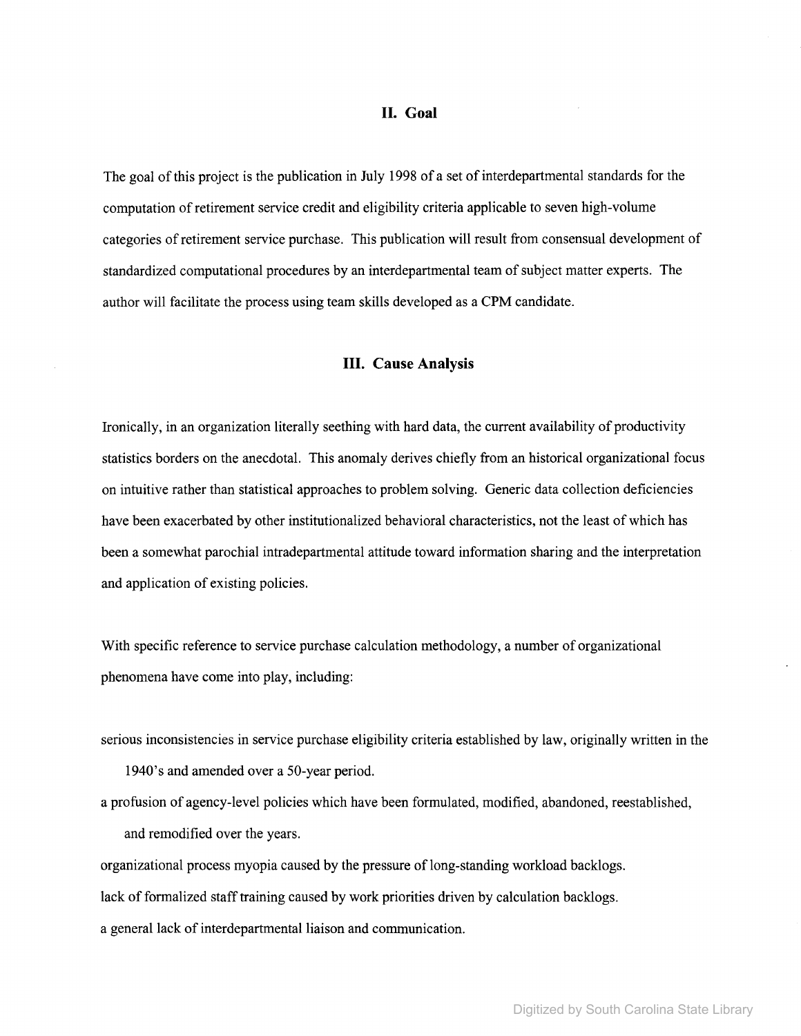## II. Goal

The goal of this project is the publication in July 1998 of a set of interdepartmental standards for the computation of retirement service credit and eligibility criteria applicable to seven high-volume categories of retirement service purchase. This publication will result from consensual development of standardized computational procedures by an interdepartmental team of subject matter experts. The author will facilitate the process using team skills developed as a CPM candidate.

## III. Cause Analysis

Ironically, in an organization literally seething with hard data, the current availability of productivity statistics borders on the anecdotal. This anomaly derives chiefly from an historical organizational focus on intuitive rather than statistical approaches to problem solving. Generic data collection deficiencies have been exacerbated by other institutionalized behavioral characteristics, not the least of which has been a somewhat parochial intradepartmental attitude toward information sharing and the interpretation and application of existing policies.

With specific reference to service purchase calculation methodology, a number of organizational phenomena have come into play, including:

- serious inconsistencies in service purchase eligibility criteria established by law, originally written in the 1940's and amended over a 50-year period.
- a profusion of agency-level policies which have been formulated, modified, abandoned, reestablished, and remodified over the years.
- organizational process myopia caused by the pressure of long-standing workload backlogs.
- lack of formalized staff training caused by work priorities driven by calculation backlogs.
- a general lack of interdepartmental liaison and communication.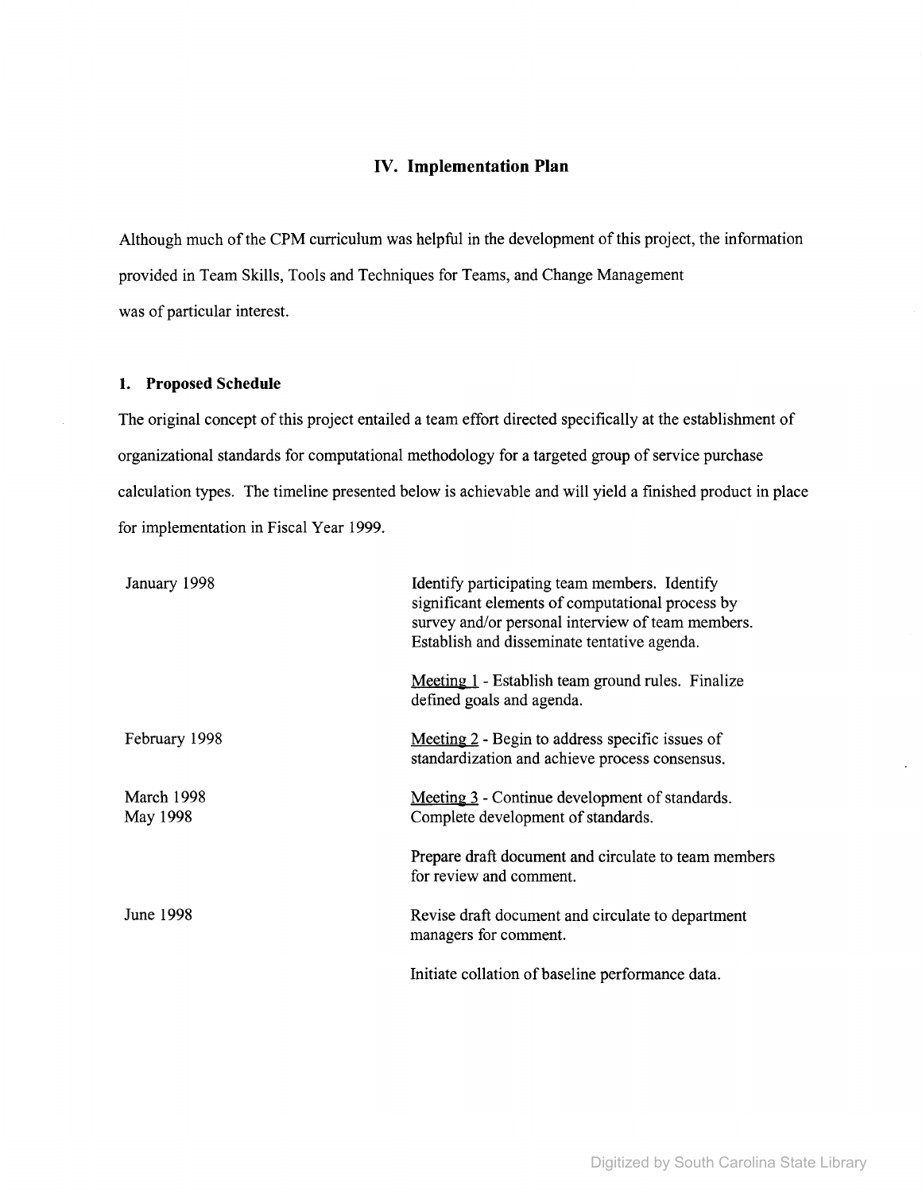## IV. Implementation Plan

Although much of the CPM curriculum was helpful in the development of this project, the information provided in Team Skills, Tools and Techniques for Teams, and Change Management was of particular interest.

### 1. Proposed Schedule

The original concept of this project entailed a team effort directed specifically at the establishment of organizational standards for computational methodology for a targeted group of service purchase calculation types. The timeline presented below is achievable and will yield a finished product in place for implementation in Fiscal Year 1999.

| | |
|---|---|
| January 1998 | Identify participating team members. Identify significant elements of computational process by survey and/or personal interview of team members. Establish and disseminate tentative agenda. |
| | Meeting 1 - Establish team ground rules. Finalize defined goals and agenda. |
| February 1998 | Meeting 2 - Begin to address specific issues of standardization and achieve process consensus. |
| March 1998 | Meeting 3 - Continue development of standards. |
| May 1998 | Complete development of standards. |
| | Prepare draft document and circulate to team members for review and comment. |
| June 1998 | Revise draft document and circulate to department managers for comment. |
| | Initiate collation of baseline performance data. |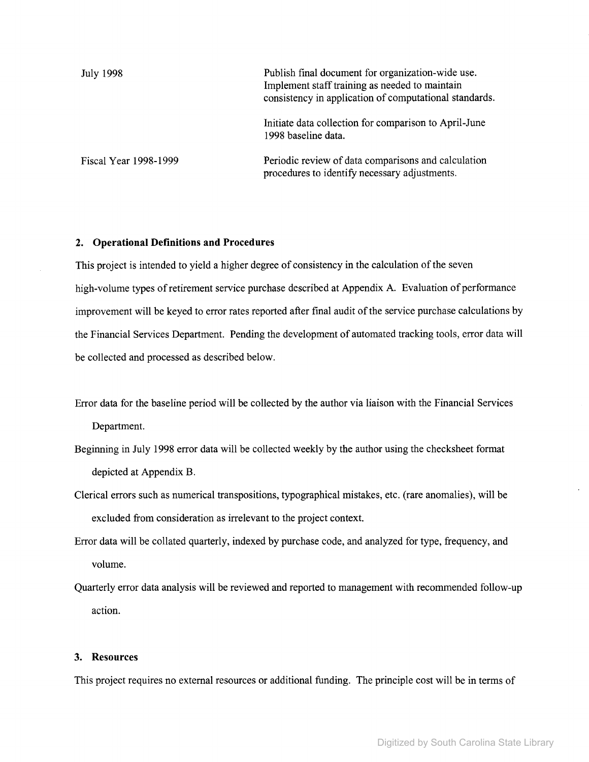| | |
|---|---|
| July 1998 | Publish final document for organization-wide use. Implement staff training as needed to maintain consistency in application of computational standards.<br><br>Initiate data collection for comparison to April-June 1998 baseline data. |
| Fiscal Year 1998-1999 | Periodic review of data comparisons and calculation procedures to identify necessary adjustments. |

## 2. Operational Definitions and Procedures

This project is intended to yield a higher degree of consistency in the calculation of the seven high-volume types of retirement service purchase described at Appendix A. Evaluation of performance improvement will be keyed to error rates reported after final audit of the service purchase calculations by the Financial Services Department. Pending the development of automated tracking tools, error data will be collected and processed as described below.

Error data for the baseline period will be collected by the author via liaison with the Financial Services Department.

Beginning in July 1998 error data will be collected weekly by the author using the checksheet format depicted at Appendix B.

Clerical errors such as numerical transpositions, typographical mistakes, etc. (rare anomalies), will be excluded from consideration as irrelevant to the project context.

Error data will be collated quarterly, indexed by purchase code, and analyzed for type, frequency, and volume.

Quarterly error data analysis will be reviewed and reported to management with recommended follow-up action.

## 3. Resources

This project requires no external resources or additional funding. The principle cost will be in terms of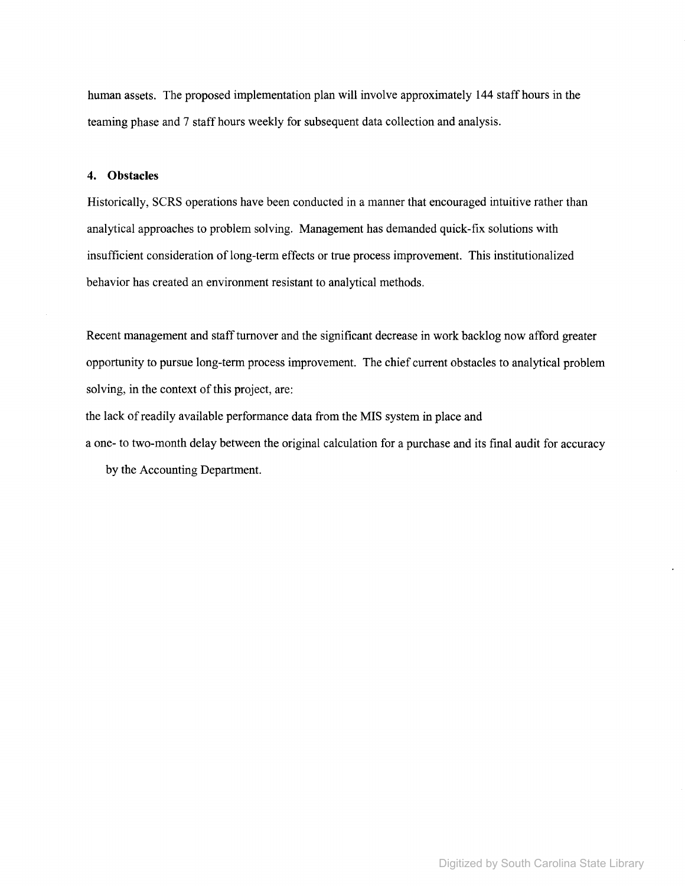human assets. The proposed implementation plan will involve approximately 144 staff hours in the teaming phase and 7 staff hours weekly for subsequent data collection and analysis.

## 4. Obstacles

Historically, SCRS operations have been conducted in a manner that encouraged intuitive rather than analytical approaches to problem solving. Management has demanded quick-fix solutions with insufficient consideration of long-term effects or true process improvement. This institutionalized behavior has created an environment resistant to analytical methods.

Recent management and staff turnover and the significant decrease in work backlog now afford greater opportunity to pursue long-term process improvement. The chief current obstacles to analytical problem solving, in the context of this project, are:

- the lack of readily available performance data from the MIS system in place and
- a one- to two-month delay between the original calculation for a purchase and its final audit for accuracy by the Accounting Department.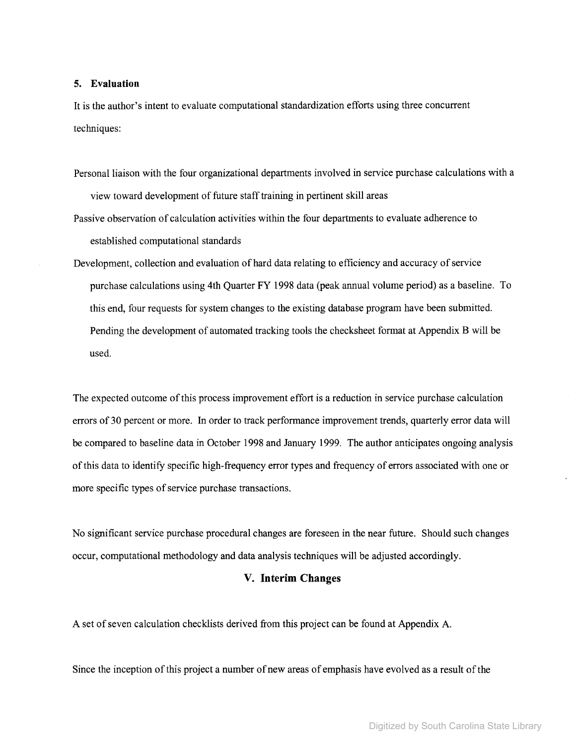### 5. Evaluation

It is the author's intent to evaluate computational standardization efforts using three concurrent techniques:

- Personal liaison with the four organizational departments involved in service purchase calculations with a view toward development of future staff training in pertinent skill areas
- Passive observation of calculation activities within the four departments to evaluate adherence to established computational standards
- Development, collection and evaluation of hard data relating to efficiency and accuracy of service purchase calculations using 4th Quarter FY 1998 data (peak annual volume period) as a baseline. To this end, four requests for system changes to the existing database program have been submitted. Pending the development of automated tracking tools the checksheet format at Appendix B will be used.

The expected outcome of this process improvement effort is a reduction in service purchase calculation errors of 30 percent or more. In order to track performance improvement trends, quarterly error data will be compared to baseline data in October 1998 and January 1999. The author anticipates ongoing analysis of this data to identify specific high-frequency error types and frequency of errors associated with one or more specific types of service purchase transactions.

No significant service purchase procedural changes are foreseen in the near future. Should such changes occur, computational methodology and data analysis techniques will be adjusted accordingly.

## V. Interim Changes

A set of seven calculation checklists derived from this project can be found at Appendix A.

Since the inception of this project a number of new areas of emphasis have evolved as a result of the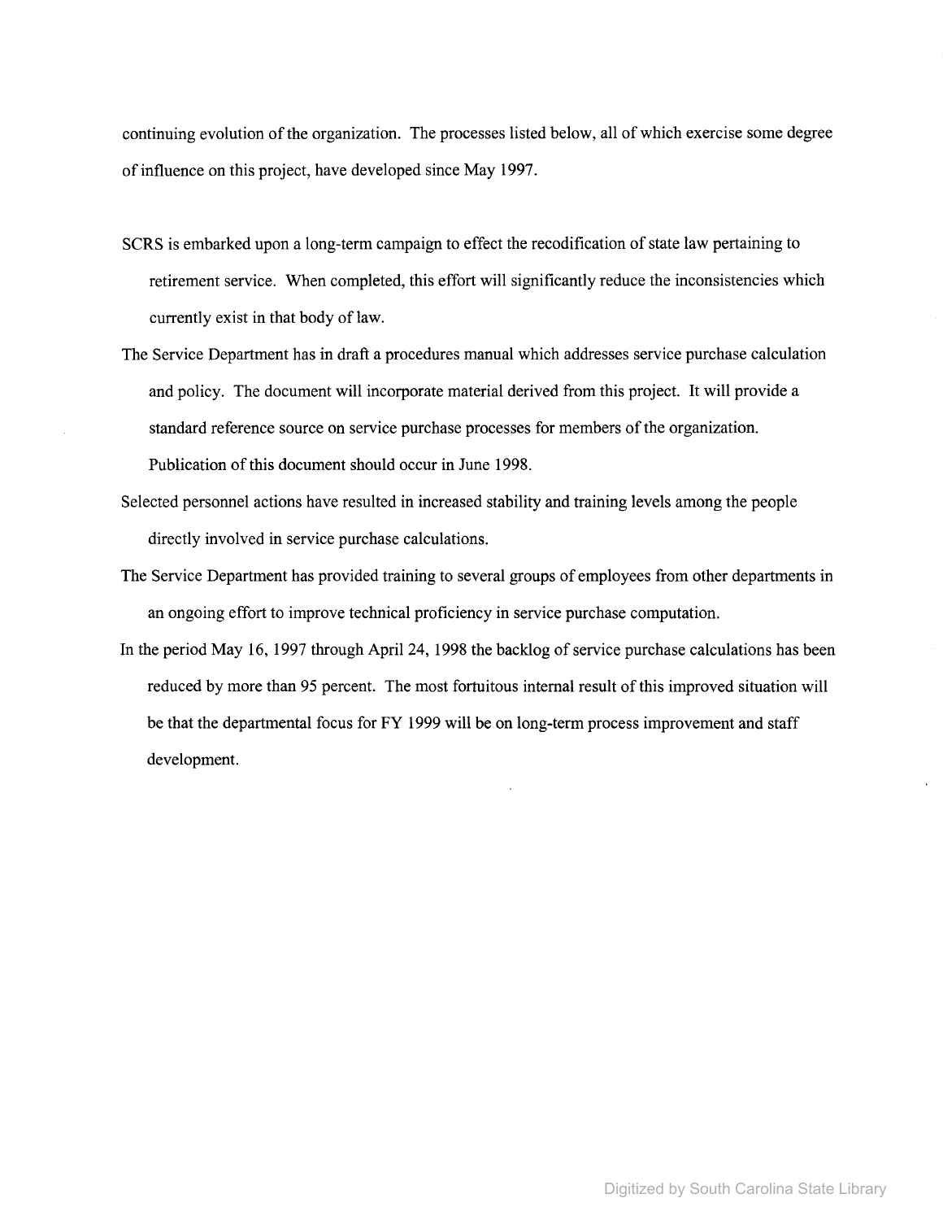continuing evolution of the organization. The processes listed below, all of which exercise some degree of influence on this project, have developed since May 1997.

- SCRS is embarked upon a long-term campaign to effect the recodification of state law pertaining to retirement service. When completed, this effort will significantly reduce the inconsistencies which currently exist in that body of law.
- The Service Department has in draft a procedures manual which addresses service purchase calculation and policy. The document will incorporate material derived from this project. It will provide a standard reference source on service purchase processes for members of the organization. Publication of this document should occur in June 1998.
- Selected personnel actions have resulted in increased stability and training levels among the people directly involved in service purchase calculations.
- The Service Department has provided training to several groups of employees from other departments in an ongoing effort to improve technical proficiency in service purchase computation.
- In the period May 16, 1997 through April 24, 1998 the backlog of service purchase calculations has been reduced by more than 95 percent. The most fortuitous internal result of this improved situation will be that the departmental focus for FY 1999 will be on long-term process improvement and staff development.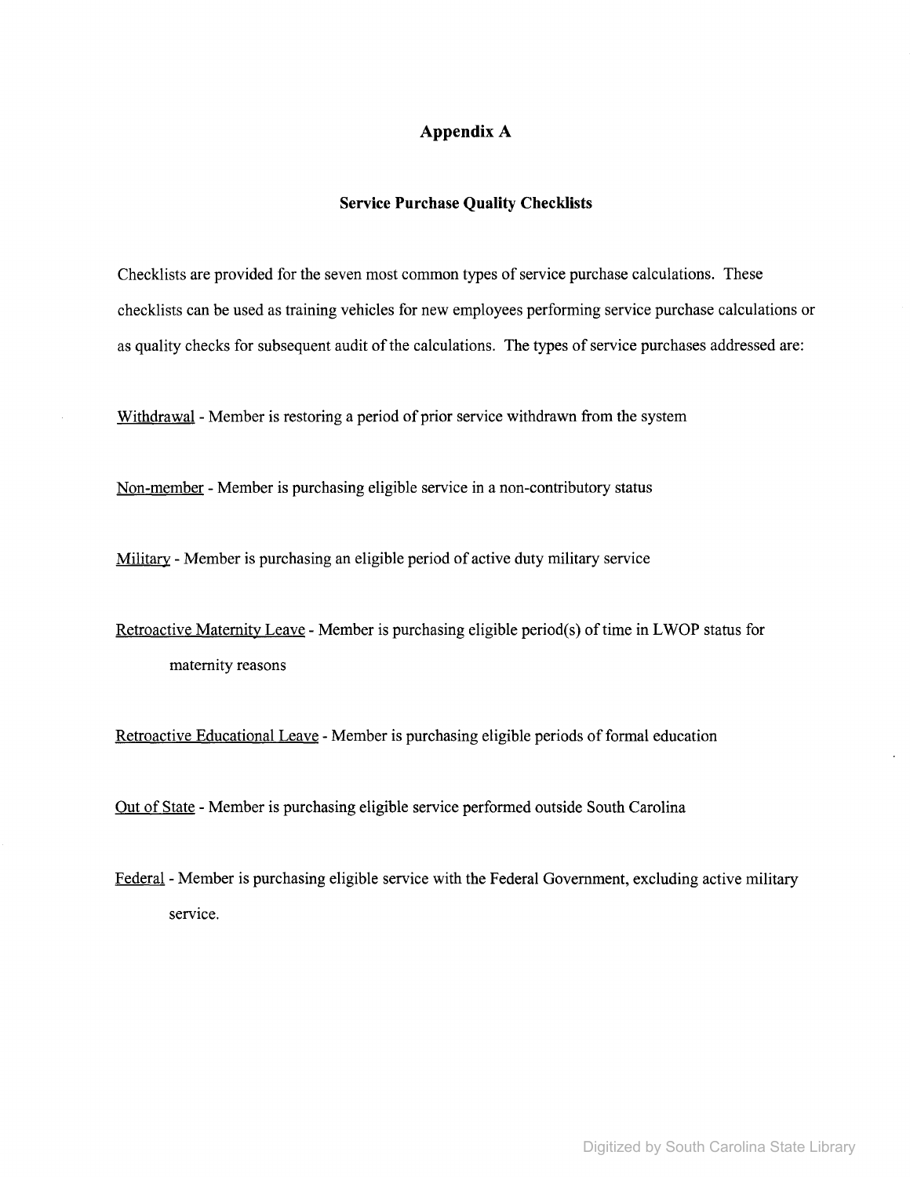# Appendix A

## Service Purchase Quality Checklists

Checklists are provided for the seven most common types of service purchase calculations. These checklists can be used as training vehicles for new employees performing service purchase calculations or as quality checks for subsequent audit of the calculations. The types of service purchases addressed are:

Withdrawal - Member is restoring a period of prior service withdrawn from the system

Non-member - Member is purchasing eligible service in a non-contributory status

Military - Member is purchasing an eligible period of active duty military service

Retroactive Maternity Leave - Member is purchasing eligible period(s) of time in LWOP status for maternity reasons

Retroactive Educational Leave - Member is purchasing eligible periods of formal education

Out of State - Member is purchasing eligible service performed outside South Carolina

Federal - Member is purchasing eligible service with the Federal Government, excluding active military service.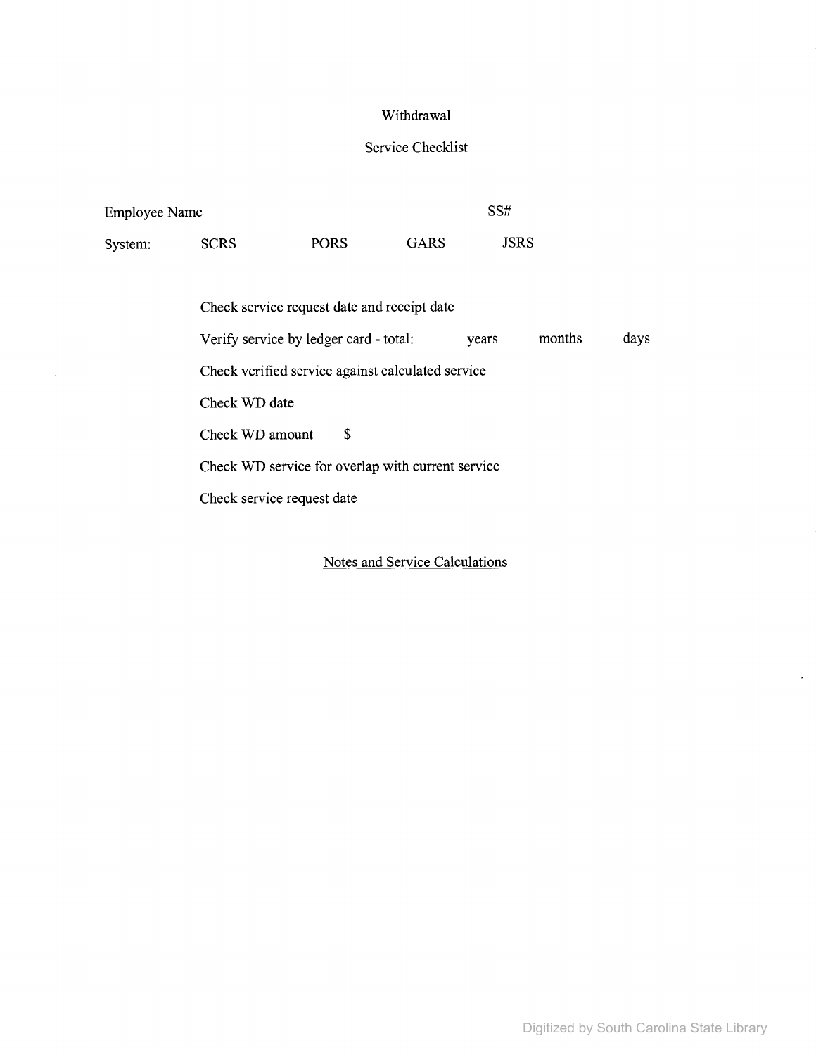# Withdrawal

## Service Checklist

Employee Name SS#

System: SCRS PORS GARS JSRS

Check service request date and receipt date

Verify service by ledger card - total: years months days

Check verified service against calculated service

Check WD date

Check WD amount $

Check WD service for overlap with current service

Check service request date

<u>Notes and Service Calculations</u>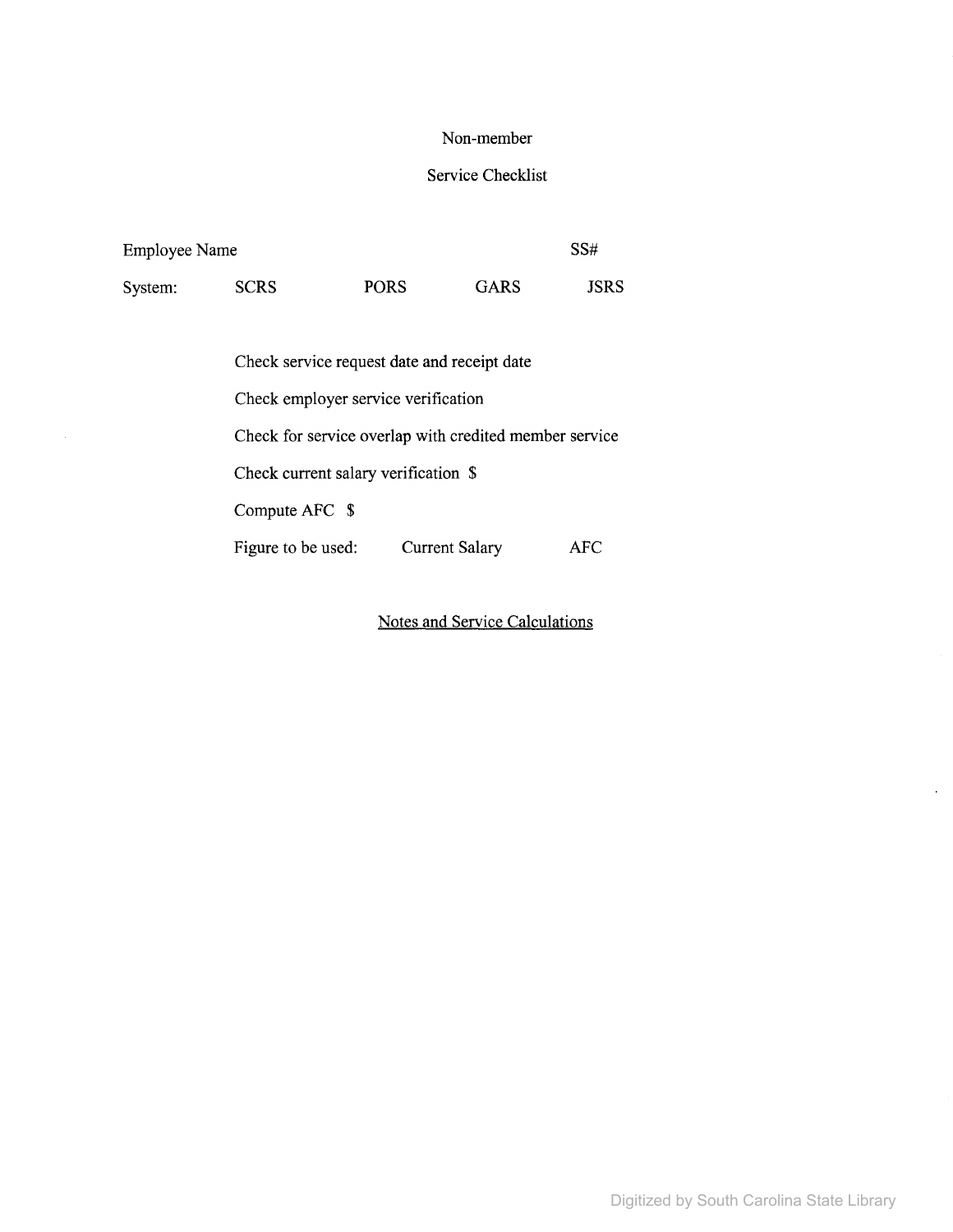# Non-member

## Service Checklist

Employee Name SS#

System: **SCRS** **PORS** **GARS** **JSRS**

Check service request date and receipt date

Check employer service verification

Check for service overlap with credited member service

Check current salary verification $

Compute AFC $

Figure to be used: Current Salary AFC

<u>Notes and Service Calculations</u>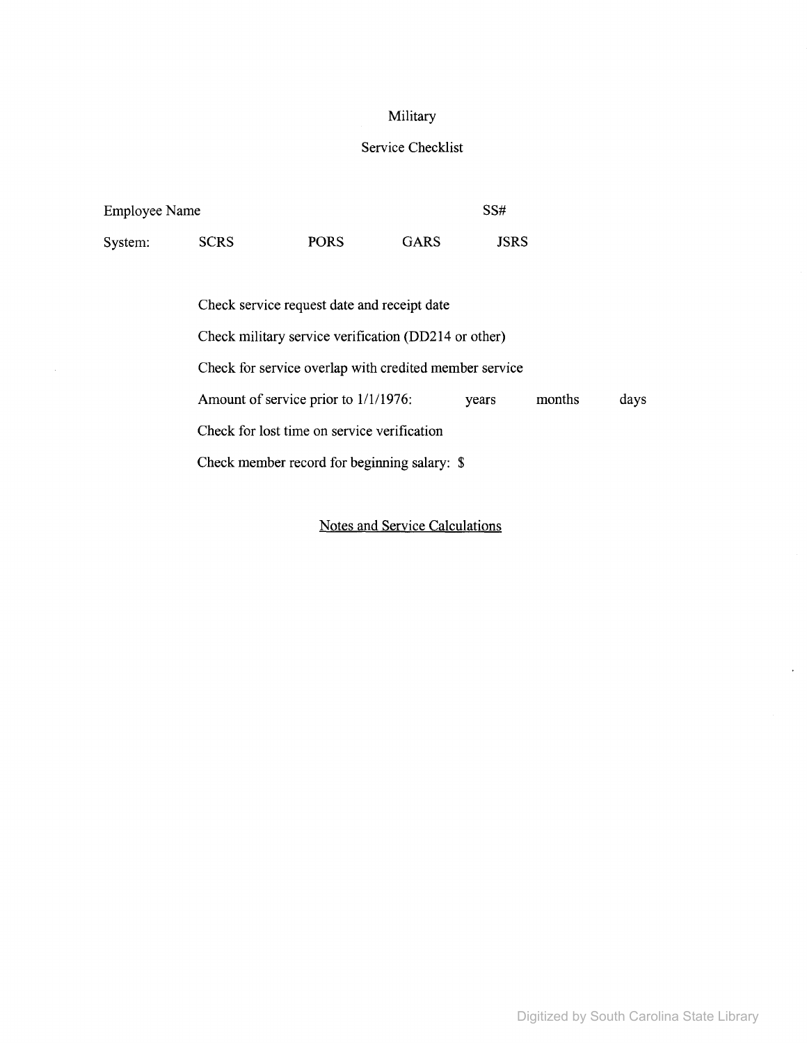# Military

## Service Checklist

Employee Name SS#

System: SCRS PORS GARS JSRS

Check service request date and receipt date

Check military service verification (DD214 or other)

Check for service overlap with credited member service

Amount of service prior to 1/1/1976: years months days

Check for lost time on service verification

Check member record for beginning salary: $

<u>Notes and Service Calculations</u>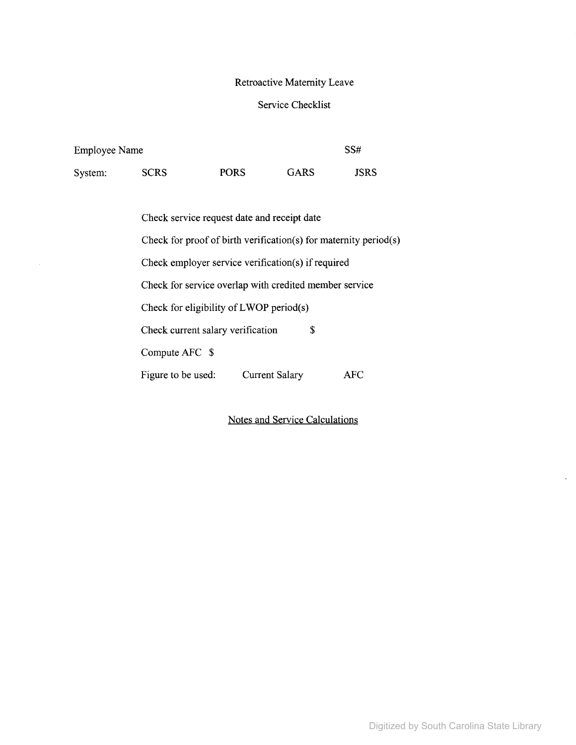# Retroactive Maternity Leave

## Service Checklist

Employee Name SS#

System: SCRS PORS GARS JSRS

Check service request date and receipt date

Check for proof of birth verification(s) for maternity period(s)

Check employer service verification(s) if required

Check for service overlap with credited member service

Check for eligibility of LWOP period(s)

Check current salary verification $

Compute AFC $

Figure to be used: Current Salary AFC

<u>Notes and Service Calculations</u>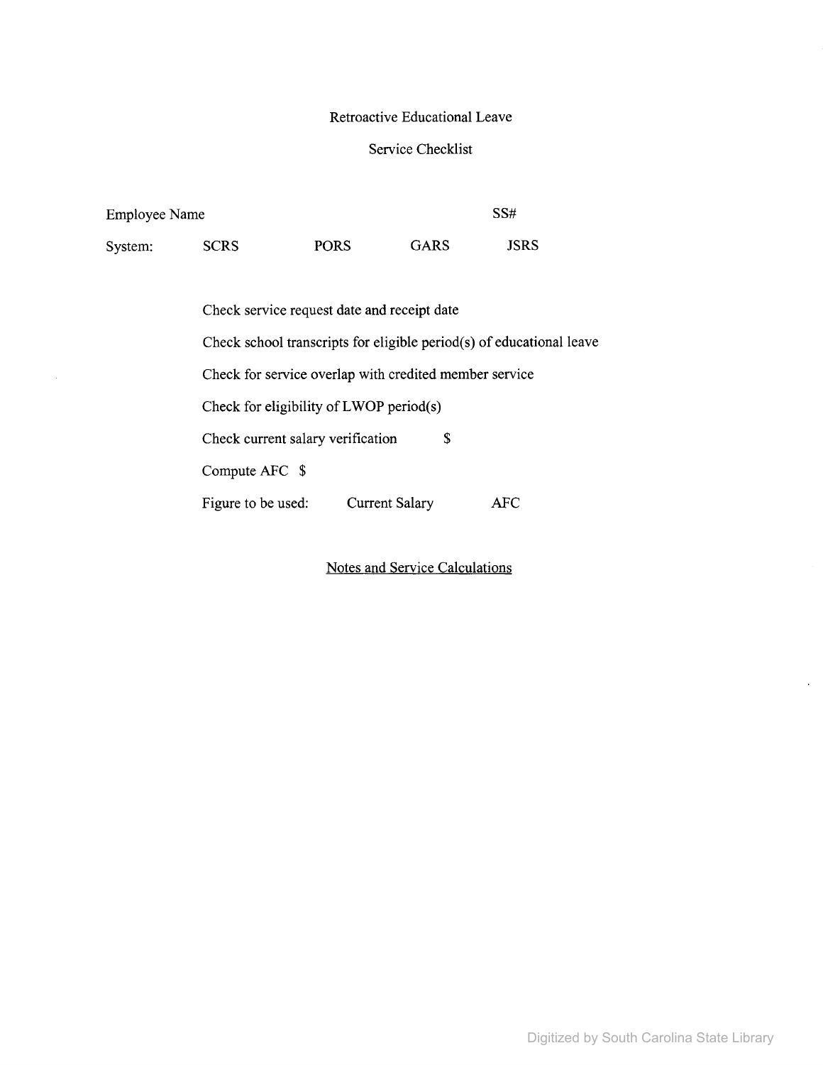# Retroactive Educational Leave

## Service Checklist

Employee Name SS#

System: SCRS PORS GARS JSRS

Check service request date and receipt date

Check school transcripts for eligible period(s) of educational leave

Check for service overlap with credited member service

Check for eligibility of LWOP period(s)

Check current salary verification $

Compute AFC $

Figure to be used: Current Salary AFC

<u>Notes and Service Calculations</u>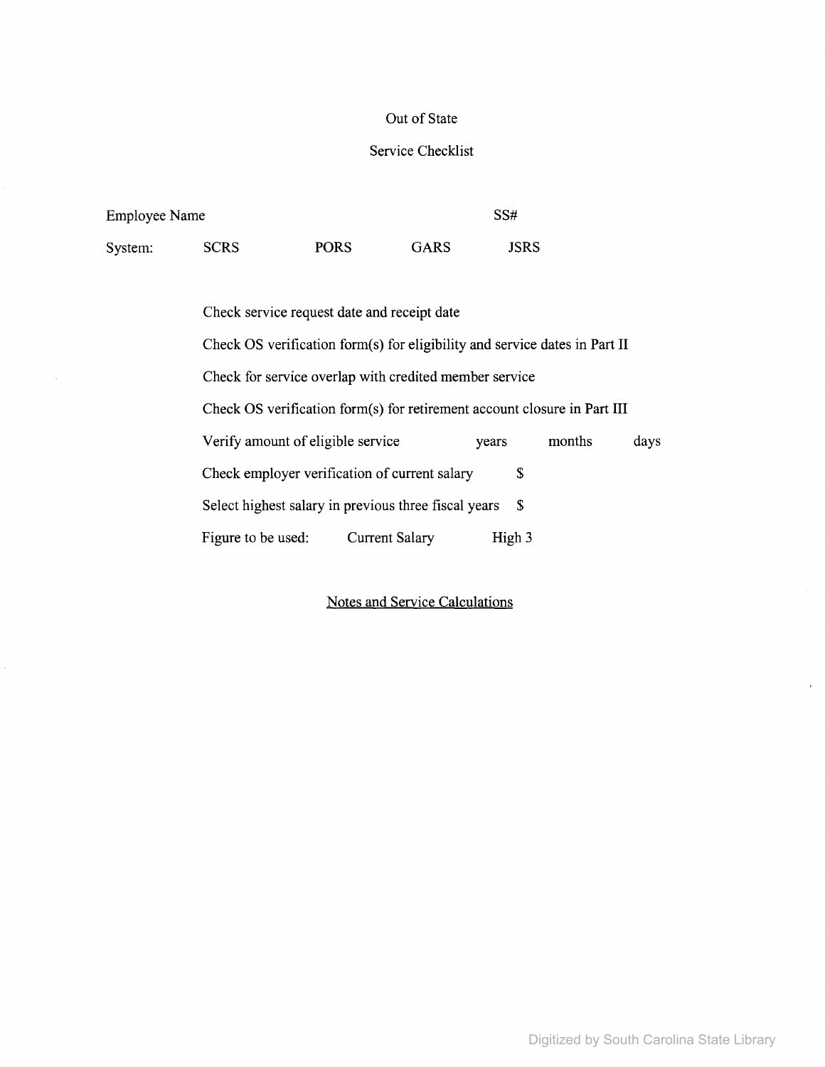# Out of State

## Service Checklist

Employee Name SS#

System: SCRS PORS GARS JSRS

- Check service request date and receipt date
- Check OS verification form(s) for eligibility and service dates in Part II
- Check for service overlap with credited member service
- Check OS verification form(s) for retirement account closure in Part III
- Verify amount of eligible service years months days
- Check employer verification of current salary $
- Select highest salary in previous three fiscal years $
- Figure to be used: Current Salary High 3

<u>Notes and Service Calculations</u>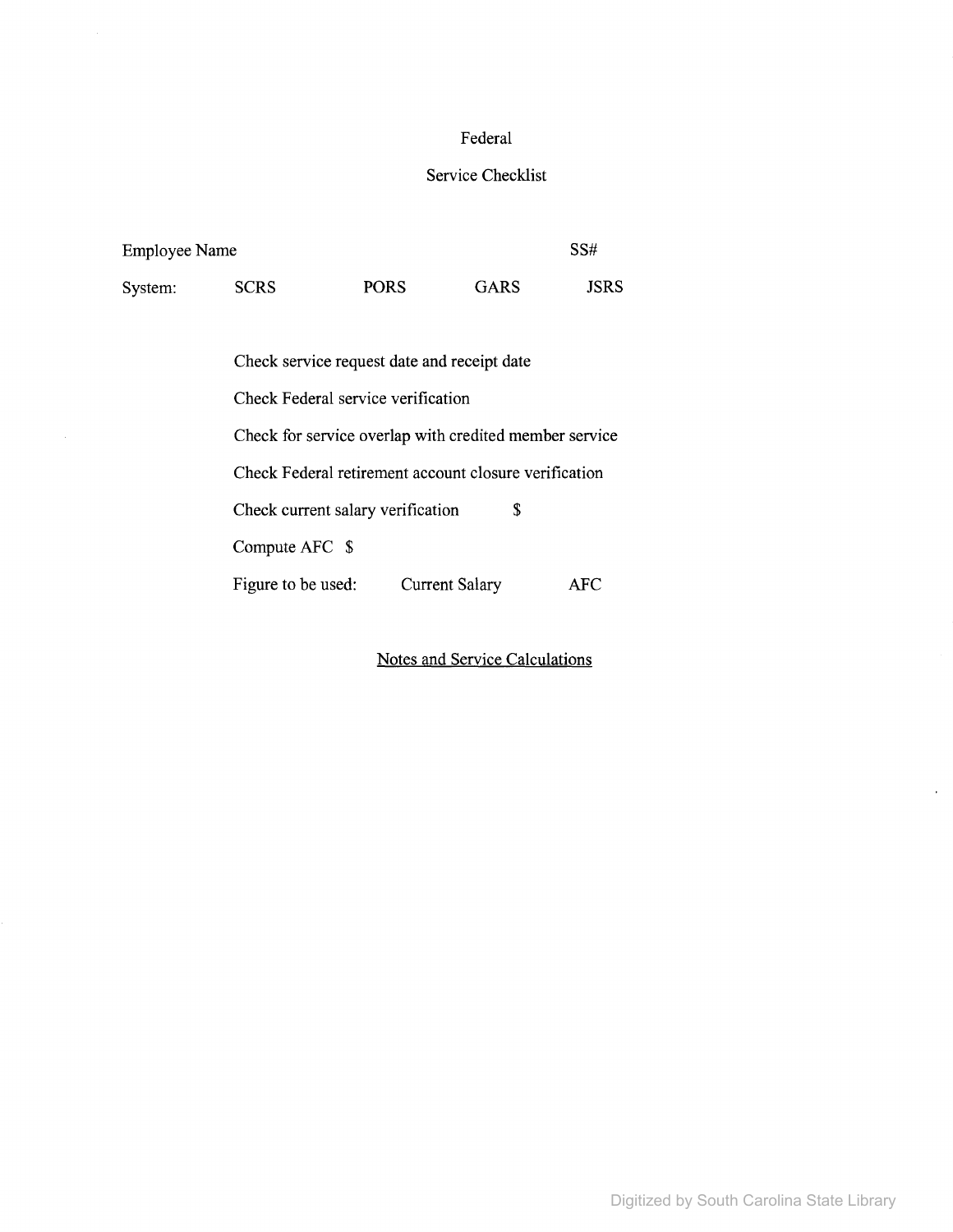# Federal

## Service Checklist

Employee Name SS#

System: SCRS PORS GARS JSRS

Check service request date and receipt date

Check Federal service verification

Check for service overlap with credited member service

Check Federal retirement account closure verification

Check current salary verification $

Compute AFC $

Figure to be used: Current Salary AFC

<u>Notes and Service Calculations</u>